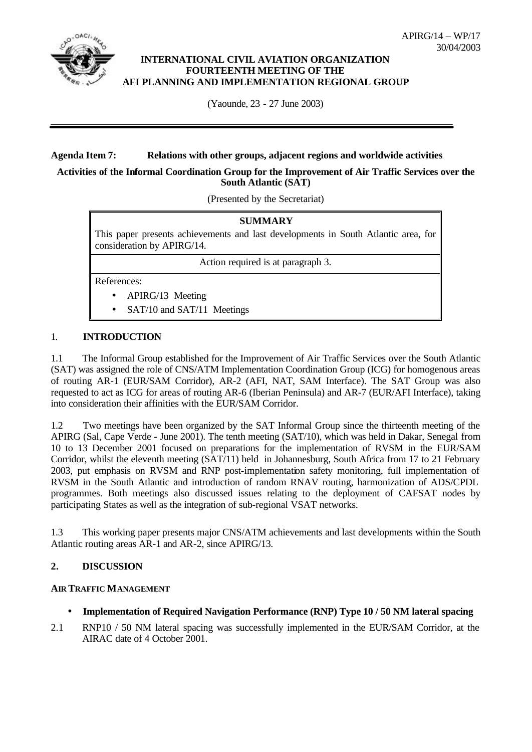APIRG/14 – WP/17
30/04/2003

**INTERNATIONAL CIVIL AVIATION ORGANIZATION**
**FOURTEENTH MEETING OF THE**
**AFI PLANNING AND IMPLEMENTATION REGIONAL GROUP**

(Yaounde, 23 - 27 June 2003)

---

**Agenda Item 7: Relations with other groups, adjacent regions and worldwide activities**

**Activities of the Informal Coordination Group for the Improvement of Air Traffic Services over the South Atlantic (SAT)**

(Presented by the Secretariat)

| **SUMMARY** |
|---|
| This paper presents achievements and last developments in South Atlantic area, for consideration by APIRG/14. |
| Action required is at paragraph 3. |
| References:<br>• APIRG/13 Meeting<br>• SAT/10 and SAT/11 Meetings |

## 1. INTRODUCTION

1.1 The Informal Group established for the Improvement of Air Traffic Services over the South Atlantic (SAT) was assigned the role of CNS/ATM Implementation Coordination Group (ICG) for homogenous areas of routing AR-1 (EUR/SAM Corridor), AR-2 (AFI, NAT, SAM Interface). The SAT Group was also requested to act as ICG for areas of routing AR-6 (Iberian Peninsula) and AR-7 (EUR/AFI Interface), taking into consideration their affinities with the EUR/SAM Corridor.

1.2 Two meetings have been organized by the SAT Informal Group since the thirteenth meeting of the APIRG (Sal, Cape Verde - June 2001). The tenth meeting (SAT/10), which was held in Dakar, Senegal from 10 to 13 December 2001 focused on preparations for the implementation of RVSM in the EUR/SAM Corridor, whilst the eleventh meeting (SAT/11) held in Johannesburg, South Africa from 17 to 21 February 2003, put emphasis on RVSM and RNP post-implementation safety monitoring, full implementation of RVSM in the South Atlantic and introduction of random RNAV routing, harmonization of ADS/CPDL programmes. Both meetings also discussed issues relating to the deployment of CAFSAT nodes by participating States as well as the integration of sub-regional VSAT networks.

1.3 This working paper presents major CNS/ATM achievements and last developments within the South Atlantic routing areas AR-1 and AR-2, since APIRG/13.

## 2. DISCUSSION

### AIR TRAFFIC MANAGEMENT

- **Implementation of Required Navigation Performance (RNP) Type 10 / 50 NM lateral spacing**

2.1 RNP10 / 50 NM lateral spacing was successfully implemented in the EUR/SAM Corridor, at the AIRAC date of 4 October 2001.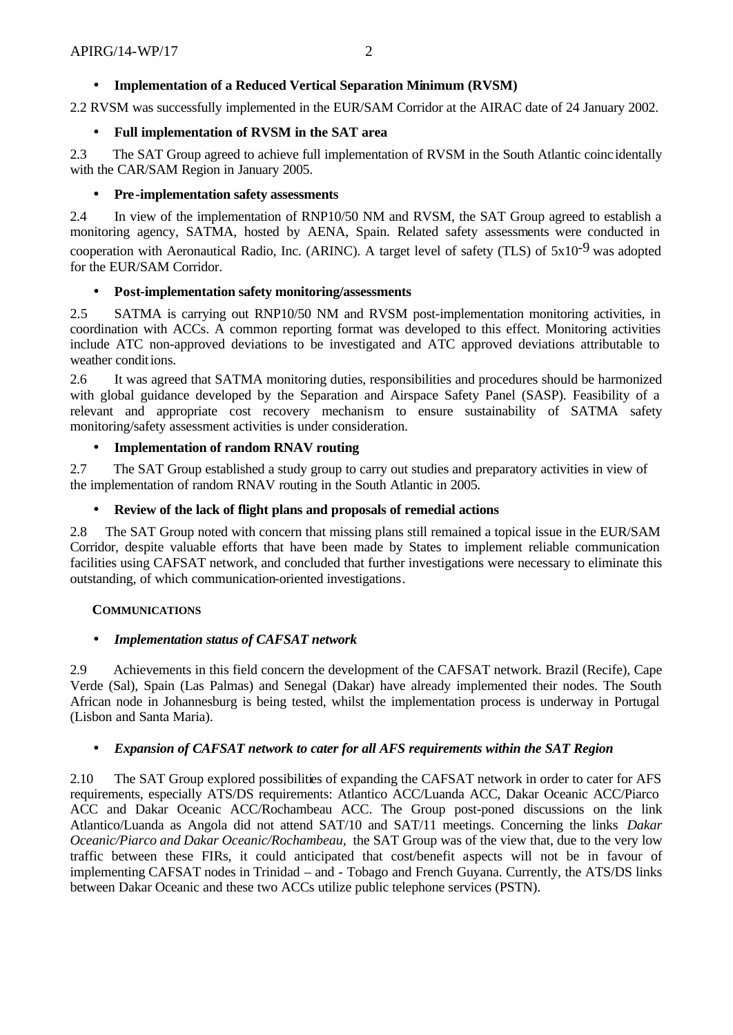- **Implementation of a Reduced Vertical Separation Minimum (RVSM)**

2.2 RVSM was successfully implemented in the EUR/SAM Corridor at the AIRAC date of 24 January 2002.

- **Full implementation of RVSM in the SAT area**

2.3 The SAT Group agreed to achieve full implementation of RVSM in the South Atlantic coincidentally with the CAR/SAM Region in January 2005.

- **Pre-implementation safety assessments**

2.4 In view of the implementation of RNP10/50 NM and RVSM, the SAT Group agreed to establish a monitoring agency, SATMA, hosted by AENA, Spain. Related safety assessments were conducted in cooperation with Aeronautical Radio, Inc. (ARINC). A target level of safety (TLS) of $5x10^{-9}$ was adopted for the EUR/SAM Corridor.

- **Post-implementation safety monitoring/assessments**

2.5 SATMA is carrying out RNP10/50 NM and RVSM post-implementation monitoring activities, in coordination with ACCs. A common reporting format was developed to this effect. Monitoring activities include ATC non-approved deviations to be investigated and ATC approved deviations attributable to weather conditions.

2.6 It was agreed that SATMA monitoring duties, responsibilities and procedures should be harmonized with global guidance developed by the Separation and Airspace Safety Panel (SASP). Feasibility of a relevant and appropriate cost recovery mechanism to ensure sustainability of SATMA safety monitoring/safety assessment activities is under consideration.

- **Implementation of random RNAV routing**

2.7 The SAT Group established a study group to carry out studies and preparatory activities in view of the implementation of random RNAV routing in the South Atlantic in 2005.

- **Review of the lack of flight plans and proposals of remedial actions**

2.8 The SAT Group noted with concern that missing plans still remained a topical issue in the EUR/SAM Corridor, despite valuable efforts that have been made by States to implement reliable communication facilities using CAFSAT network, and concluded that further investigations were necessary to eliminate this outstanding, of which communication-oriented investigations.

**COMMUNICATIONS**

- ***Implementation status of CAFSAT network***

2.9 Achievements in this field concern the development of the CAFSAT network. Brazil (Recife), Cape Verde (Sal), Spain (Las Palmas) and Senegal (Dakar) have already implemented their nodes. The South African node in Johannesburg is being tested, whilst the implementation process is underway in Portugal (Lisbon and Santa Maria).

- ***Expansion of CAFSAT network to cater for all AFS requirements within the SAT Region***

2.10 The SAT Group explored possibilities of expanding the CAFSAT network in order to cater for AFS requirements, especially ATS/DS requirements: Atlantico ACC/Luanda ACC, Dakar Oceanic ACC/Piarco ACC and Dakar Oceanic ACC/Rochambeau ACC. The Group post-poned discussions on the link Atlantico/Luanda as Angola did not attend SAT/10 and SAT/11 meetings. Concerning the links *Dakar Oceanic/Piarco and Dakar Oceanic/Rochambeau,* the SAT Group was of the view that, due to the very low traffic between these FIRs, it could anticipated that cost/benefit aspects will not be in favour of implementing CAFSAT nodes in Trinidad – and - Tobago and French Guyana. Currently, the ATS/DS links between Dakar Oceanic and these two ACCs utilize public telephone services (PSTN).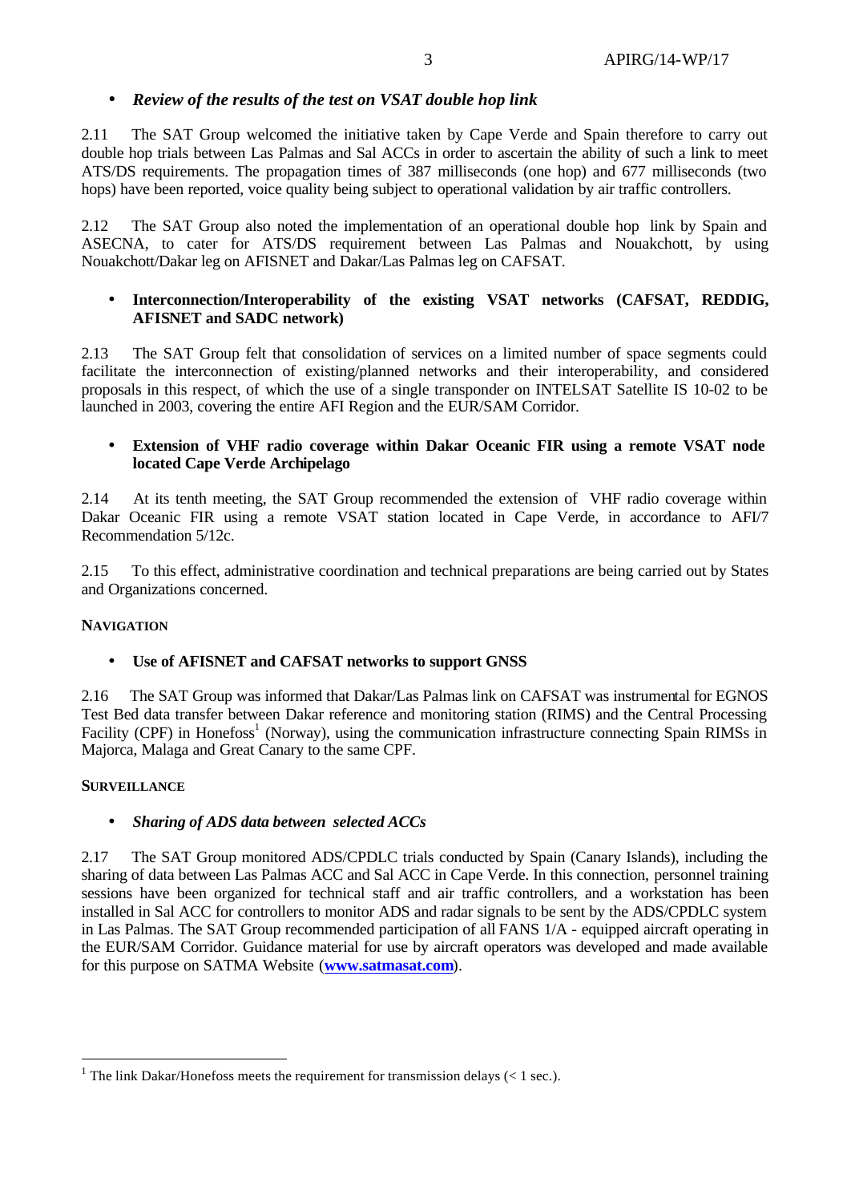- ***Review of the results of the test on VSAT double hop link***

2.11 The SAT Group welcomed the initiative taken by Cape Verde and Spain therefore to carry out double hop trials between Las Palmas and Sal ACCs in order to ascertain the ability of such a link to meet ATS/DS requirements. The propagation times of 387 milliseconds (one hop) and 677 milliseconds (two hops) have been reported, voice quality being subject to operational validation by air traffic controllers.

2.12 The SAT Group also noted the implementation of an operational double hop link by Spain and ASECNA, to cater for ATS/DS requirement between Las Palmas and Nouakchott, by using Nouakchott/Dakar leg on AFISNET and Dakar/Las Palmas leg on CAFSAT.

- **Interconnection/Interoperability of the existing VSAT networks (CAFSAT, REDDIG, AFISNET and SADC network)**

2.13 The SAT Group felt that consolidation of services on a limited number of space segments could facilitate the interconnection of existing/planned networks and their interoperability, and considered proposals in this respect, of which the use of a single transponder on INTELSAT Satellite IS 10-02 to be launched in 2003, covering the entire AFI Region and the EUR/SAM Corridor.

- **Extension of VHF radio coverage within Dakar Oceanic FIR using a remote VSAT node located Cape Verde Archipelago**

2.14 At its tenth meeting, the SAT Group recommended the extension of VHF radio coverage within Dakar Oceanic FIR using a remote VSAT station located in Cape Verde, in accordance to AFI/7 Recommendation 5/12c.

2.15 To this effect, administrative coordination and technical preparations are being carried out by States and Organizations concerned.

**NAVIGATION**

- **Use of AFISNET and CAFSAT networks to support GNSS**

2.16 The SAT Group was informed that Dakar/Las Palmas link on CAFSAT was instrumental for EGNOS Test Bed data transfer between Dakar reference and monitoring station (RIMS) and the Central Processing Facility (CPF) in Honefoss[1] (Norway), using the communication infrastructure connecting Spain RIMSs in Majorca, Malaga and Great Canary to the same CPF.

**SURVEILLANCE**

- ***Sharing of ADS data between selected ACCs***

2.17 The SAT Group monitored ADS/CPDLC trials conducted by Spain (Canary Islands), including the sharing of data between Las Palmas ACC and Sal ACC in Cape Verde. In this connection, personnel training sessions have been organized for technical staff and air traffic controllers, and a workstation has been installed in Sal ACC for controllers to monitor ADS and radar signals to be sent by the ADS/CPDLC system in Las Palmas. The SAT Group recommended participation of all FANS 1/A - equipped aircraft operating in the EUR/SAM Corridor. Guidance material for use by aircraft operators was developed and made available for this purpose on SATMA Website (**www.satmasat.com**).

---

[1] The link Dakar/Honefoss meets the requirement for transmission delays (< 1 sec.).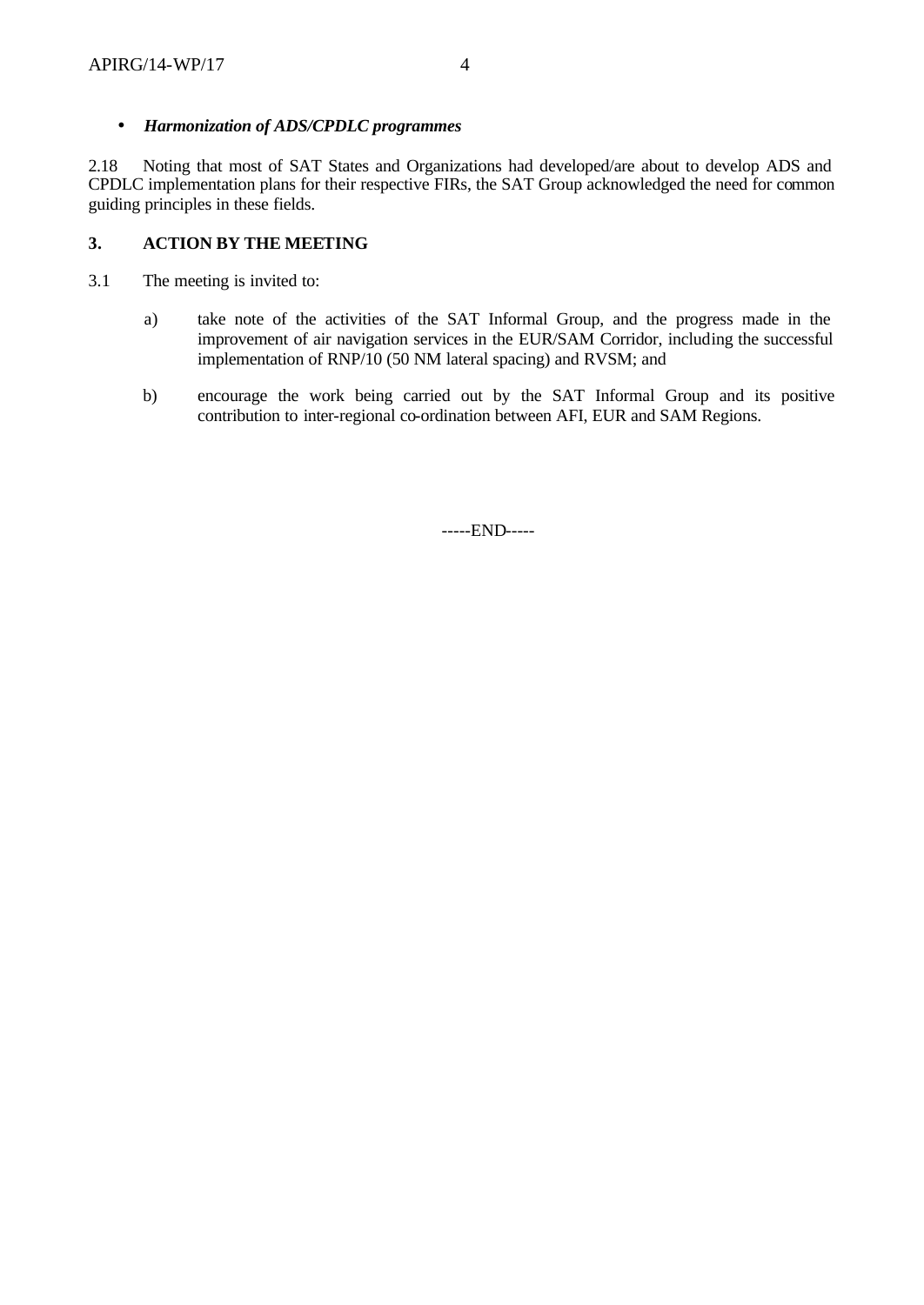- ***Harmonization of ADS/CPDLC programmes***

2.18 Noting that most of SAT States and Organizations had developed/are about to develop ADS and CPDLC implementation plans for their respective FIRs, the SAT Group acknowledged the need for common guiding principles in these fields.

## 3. ACTION BY THE MEETING

3.1 The meeting is invited to:

a) take note of the activities of the SAT Informal Group, and the progress made in the improvement of air navigation services in the EUR/SAM Corridor, including the successful implementation of RNP/10 (50 NM lateral spacing) and RVSM; and

b) encourage the work being carried out by the SAT Informal Group and its positive contribution to inter-regional co-ordination between AFI, EUR and SAM Regions.

-----END-----